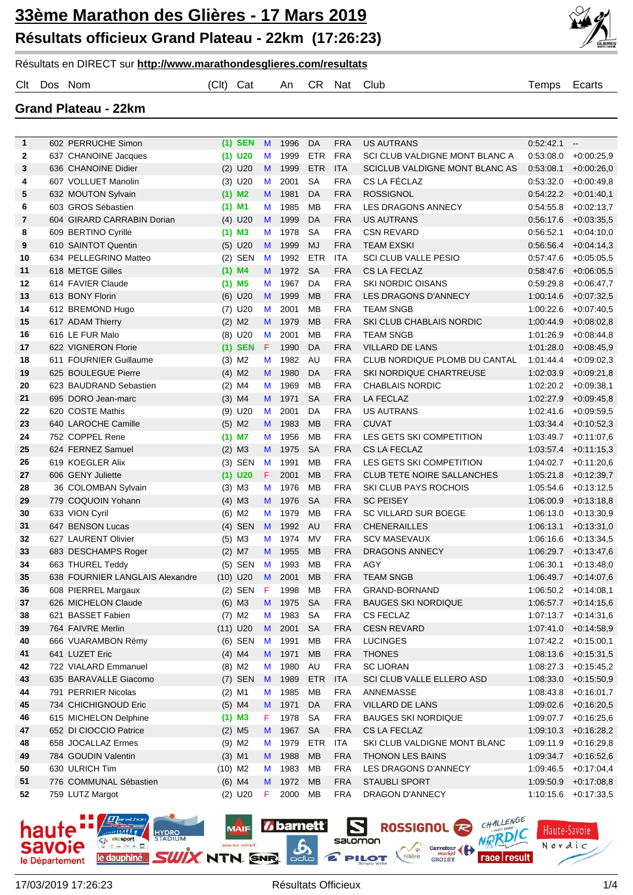# 33ème Marathon des Glières - 17 Mars 2019

## Résultats officieux Grand Plateau - 22km (17:26:23)

Résultats en DIRECT sur **http://www.marathondesglieres.com/resultats**

### Grand Plateau - 22km

| Clt | Dos | Nom | (Clt) | Cat | | An | CR | Nat | Club | Temps | Ecarts |
|---|---|---|---|---|---|---|---|---|---|---|---|
| 1 | 602 | PERRUCHE Simon | (1) | SEN | M | 1996 | DA | FRA | US AUTRANS | 0:52:42.1 | -- |
| 2 | 637 | CHANOINE Jacques | (1) | U20 | M | 1999 | ETR | FRA | SCI CLUB VALDIGNE MONT BLANC A | 0:53:08.0 | +0:00:25,9 |
| 3 | 636 | CHANOINE Didier | (2) | U20 | M | 1999 | ETR | ITA | SCICLUB VALDIGNE MONT BLANC AS | 0:53:08.1 | +0:00:26,0 |
| 4 | 607 | VOLLUET Manolin | (3) | U20 | M | 2001 | SA | FRA | CS LA FÉCLAZ | 0:53:32.0 | +0:00:49,8 |
| 5 | 632 | MOUTON Sylvain | (1) | M2 | M | 1981 | DA | FRA | ROSSIGNOL | 0:54:22.2 | +0:01:40,1 |
| 6 | 603 | GROS Sébastien | (1) | M1 | M | 1985 | MB | FRA | LES DRAGONS ANNECY | 0:54:55.8 | +0:02:13,7 |
| 7 | 604 | GIRARD CARRABIN Dorian | (4) | U20 | M | 1999 | DA | FRA | US AUTRANS | 0:56:17.6 | +0:03:35,5 |
| 8 | 609 | BERTINO Cyrille | (1) | M3 | M | 1978 | SA | FRA | CSN REVARD | 0:56:52.1 | +0:04:10,0 |
| 9 | 610 | SAINTOT Quentin | (5) | U20 | M | 1999 | MJ | FRA | TEAM EXSKI | 0:56:56.4 | +0:04:14,3 |
| 10 | 634 | PELLEGRINO Matteo | (2) | SEN | M | 1992 | ETR | ITA | SCI CLUB VALLE PESIO | 0:57:47.6 | +0:05:05,5 |
| 11 | 618 | METGE Gilles | (1) | M4 | M | 1972 | SA | FRA | CS LA FECLAZ | 0:58:47.6 | +0:06:05,5 |
| 12 | 614 | FAVIER Claude | (1) | M5 | M | 1967 | DA | FRA | SKI NORDIC OISANS | 0:59:29.8 | +0:06:47,7 |
| 13 | 613 | BONY Florin | (6) | U20 | M | 1999 | MB | FRA | LES DRAGONS D'ANNECY | 1:00:14.6 | +0:07:32,5 |
| 14 | 612 | BREMOND Hugo | (7) | U20 | M | 2001 | MB | FRA | TEAM SNGB | 1:00:22.6 | +0:07:40,5 |
| 15 | 617 | ADAM Thierry | (2) | M2 | M | 1979 | MB | FRA | SKI CLUB CHABLAIS NORDIC | 1:00:44.9 | +0:08:02,8 |
| 16 | 616 | LE FUR Malo | (8) | U20 | M | 2001 | MB | FRA | TEAM SNGB | 1:01:26.9 | +0:08:44,8 |
| 17 | 622 | VIGNERON Florie | (1) | SEN | F | 1990 | DA | FRA | VILLARD DE LANS | 1:01:28.0 | +0:08:45,9 |
| 18 | 611 | FOURNIER Guillaume | (3) | M2 | M | 1982 | AU | FRA | CLUB NORDIQUE PLOMB DU CANTAL | 1:01:44.4 | +0:09:02,3 |
| 19 | 625 | BOULEGUE Pierre | (4) | M2 | M | 1980 | DA | FRA | SKI NORDIQUE CHARTREUSE | 1:02:03.9 | +0:09:21,8 |
| 20 | 623 | BAUDRAND Sebastien | (2) | M4 | M | 1969 | MB | FRA | CHABLAIS NORDIC | 1:02:20.2 | +0:09:38,1 |
| 21 | 695 | DORO Jean-marc | (3) | M4 | M | 1971 | SA | FRA | LA FECLAZ | 1:02:27.9 | +0:09:45,8 |
| 22 | 620 | COSTE Mathis | (9) | U20 | M | 2001 | DA | FRA | US AUTRANS | 1:02:41.6 | +0:09:59,5 |
| 23 | 640 | LAROCHE Camille | (5) | M2 | M | 1983 | MB | FRA | CUVAT | 1:03:34.4 | +0:10:52,3 |
| 24 | 752 | COPPEL Rene | (1) | M7 | M | 1956 | MB | FRA | LES GETS SKI COMPETITION | 1:03:49.7 | +0:11:07,6 |
| 25 | 624 | FERNEZ Samuel | (2) | M3 | M | 1975 | SA | FRA | CS LA FECLAZ | 1:03:57.4 | +0:11:15,3 |
| 26 | 619 | KOEGLER Alix | (3) | SEN | M | 1991 | MB | FRA | LES GETS SKI COMPETITION | 1:04:02.7 | +0:11:20,6 |
| 27 | 606 | GENY Juliette | (1) | U20 | F | 2001 | MB | FRA | CLUB TETE NOIRE SALLANCHES | 1:05:21.8 | +0:12:39,7 |
| 28 | 36 | COLOMBAN Sylvain | (3) | M3 | M | 1976 | MB | FRA | SKI CLUB PAYS ROCHOIS | 1:05:54.6 | +0:13:12,5 |
| 29 | 779 | COQUOIN Yohann | (4) | M3 | M | 1976 | SA | FRA | SC PEISEY | 1:06:00.9 | +0:13:18,8 |
| 30 | 633 | VION Cyril | (6) | M2 | M | 1979 | MB | FRA | SC VILLARD SUR BOEGE | 1:06:13.0 | +0:13:30,9 |
| 31 | 647 | BENSON Lucas | (4) | SEN | M | 1992 | AU | FRA | CHENERAILLES | 1:06:13.1 | +0:13:31,0 |
| 32 | 627 | LAURENT Olivier | (5) | M3 | M | 1974 | MV | FRA | SCV MASEVAUX | 1:06:16.6 | +0:13:34,5 |
| 33 | 683 | DESCHAMPS Roger | (2) | M7 | M | 1955 | MB | FRA | DRAGONS ANNECY | 1:06:29.7 | +0:13:47,6 |
| 34 | 663 | THUREL Teddy | (5) | SEN | M | 1993 | MB | FRA | AGY | 1:06:30.1 | +0:13:48,0 |
| 35 | 638 | FOURNIER LANGLAIS Alexandre | (10) | U20 | M | 2001 | MB | FRA | TEAM SNGB | 1:06:49.7 | +0:14:07,6 |
| 36 | 608 | PIERREL Margaux | (2) | SEN | F | 1998 | MB | FRA | GRAND-BORNAND | 1:06:50.2 | +0:14:08,1 |
| 37 | 626 | MICHELON Claude | (6) | M3 | M | 1975 | SA | FRA | BAUGES SKI NORDIQUE | 1:06:57.7 | +0:14:15,6 |
| 38 | 621 | BASSET Fabien | (7) | M2 | M | 1983 | SA | FRA | CS FECLAZ | 1:07:13.7 | +0:14:31,6 |
| 39 | 764 | FAIVRE Merlin | (11) | U20 | M | 2001 | SA | FRA | CESN REVARD | 1:07:41.0 | +0:14:58,9 |
| 40 | 666 | VUARAMBON Rémy | (6) | SEN | M | 1991 | MB | FRA | LUCINGES | 1:07:42.2 | +0:15:00,1 |
| 41 | 641 | LUZET Eric | (4) | M4 | M | 1971 | MB | FRA | THONES | 1:08:13.6 | +0:15:31,5 |
| 42 | 722 | VIALARD Emmanuel | (8) | M2 | M | 1980 | AU | FRA | SC LIORAN | 1:08:27.3 | +0:15:45,2 |
| 43 | 635 | BARAVALLE Giacomo | (7) | SEN | M | 1989 | ETR | ITA | SCI CLUB VALLE ELLERO ASD | 1:08:33.0 | +0:15:50,9 |
| 44 | 791 | PERRIER Nicolas | (2) | M1 | M | 1985 | MB | FRA | ANNEMASSE | 1:08:43.8 | +0:16:01,7 |
| 45 | 734 | CHICHIGNOUD Eric | (5) | M4 | M | 1971 | DA | FRA | VILLARD DE LANS | 1:09:02.6 | +0:16:20,5 |
| 46 | 615 | MICHELON Delphine | (1) | M3 | F | 1978 | SA | FRA | BAUGES SKI NORDIQUE | 1:09:07.7 | +0:16:25,6 |
| 47 | 652 | DI CIOCCIO Patrice | (2) | M5 | M | 1967 | SA | FRA | CS LA FECLAZ | 1:09:10.3 | +0:16:28,2 |
| 48 | 658 | JOCALLAZ Ermes | (9) | M2 | M | 1979 | ETR | ITA | SKI CLUB VALDIGNE MONT BLANC | 1:09:11.9 | +0:16:29,8 |
| 49 | 784 | GOUDIN Valentin | (3) | M1 | M | 1988 | MB | FRA | THONON LES BAINS | 1:09:34.7 | +0:16:52,6 |
| 50 | 630 | ULRICH Tim | (10) | M2 | M | 1983 | MB | FRA | LES DRAGONS D'ANNECY | 1:09:46.5 | +0:17:04,4 |
| 51 | 776 | COMMUNAL Sébastien | (6) | M4 | M | 1972 | MB | FRA | STAUBLI SPORT | 1:09:50.9 | +0:17:08,8 |
| 52 | 759 | LUTZ Margot | (2) | U20 | F | 2000 | MB | FRA | DRAGON D'ANNECY | 1:10:15.6 | +0:17:33,5 |

17/03/2019 17:26:23 Résultats Officiels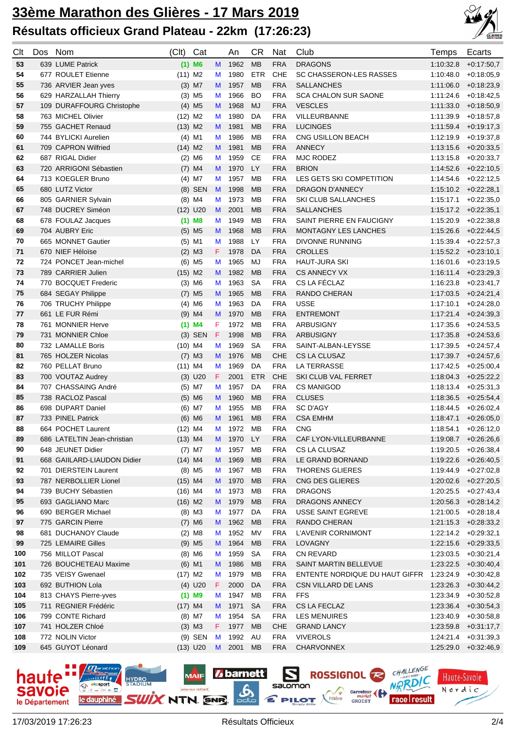# 33ème Marathon des Glières - 17 Mars 2019

## Résultats officieux Grand Plateau - 22km (17:26:23)

| Clt | Dos | Nom | (Clt) | Cat | | An | CR | Nat | Club | Temps | Ecarts |
|---|---|---|---|---|---|---|---|---|---|---|---|
| 53 | 639 | LUME Patrick | (1) | M6 | M | 1962 | MB | FRA | DRAGONS | 1:10:32.8 | +0:17:50,7 |
| 54 | 677 | ROULET Etienne | (11) | M2 | M | 1980 | ETR | CHE | SC CHASSERON-LES RASSES | 1:10:48.0 | +0:18:05,9 |
| 55 | 736 | ARVIER Jean yves | (3) | M7 | M | 1957 | MB | FRA | SALLANCHES | 1:11:06.0 | +0:18:23,9 |
| 56 | 629 | HARZALLAH Thierry | (3) | M5 | M | 1966 | BO | FRA | SCA CHALON SUR SAONE | 1:11:24.6 | +0:18:42,5 |
| 57 | 109 | DURAFFOURG Christophe | (4) | M5 | M | 1968 | MJ | FRA | VESCLES | 1:11:33.0 | +0:18:50,9 |
| 58 | 763 | MICHEL Olivier | (12) | M2 | M | 1980 | DA | FRA | VILLEURBANNE | 1:11:39.9 | +0:18:57,8 |
| 59 | 755 | GACHET Renaud | (13) | M2 | M | 1981 | MB | FRA | LUCINGES | 1:11:59.4 | +0:19:17,3 |
| 60 | 744 | BYLICKI Aurelien | (4) | M1 | M | 1986 | MB | FRA | CNG USILLON BEACH | 1:12:19.9 | +0:19:37,8 |
| 61 | 709 | CAPRON Wilfried | (14) | M2 | M | 1981 | MB | FRA | ANNECY | 1:13:15.6 | +0:20:33,5 |
| 62 | 687 | RIGAL Didier | (2) | M6 | M | 1959 | CE | FRA | MJC RODEZ | 1:13:15.8 | +0:20:33,7 |
| 63 | 720 | ARRIGONI Sébastien | (7) | M4 | M | 1970 | LY | FRA | BRION | 1:14:52.6 | +0:22:10,5 |
| 64 | 713 | KOEGLER Bruno | (4) | M7 | M | 1957 | MB | FRA | LES GETS SKI COMPETITION | 1:14:54.6 | +0:22:12,5 |
| 65 | 680 | LUTZ Victor | (8) | SEN | M | 1998 | MB | FRA | DRAGON D'ANNECY | 1:15:10.2 | +0:22:28,1 |
| 66 | 805 | GARNIER Sylvain | (8) | M4 | M | 1973 | MB | FRA | SKI CLUB SALLANCHES | 1:15:17.1 | +0:22:35,0 |
| 67 | 748 | DUCREY Siméon | (12) | U20 | M | 2001 | MB | FRA | SALLANCHES | 1:15:17.2 | +0:22:35,1 |
| 68 | 678 | FOULAZ Jacques | (1) | M8 | M | 1949 | MB | FRA | SAINT PIERRE EN FAUCIGNY | 1:15:20.9 | +0:22:38,8 |
| 69 | 704 | AUBRY Eric | (5) | M5 | M | 1968 | MB | FRA | MONTAGNY LES LANCHES | 1:15:26.6 | +0:22:44,5 |
| 70 | 665 | MONNET Gautier | (5) | M1 | M | 1988 | LY | FRA | DIVONNE RUNNING | 1:15:39.4 | +0:22:57,3 |
| 71 | 670 | NIEF Héloïse | (2) | M3 | F | 1978 | DA | FRA | CROLLES | 1:15:52.2 | +0:23:10,1 |
| 72 | 724 | PONCET Jean-michel | (6) | M5 | M | 1965 | MJ | FRA | HAUT-JURA SKI | 1:16:01.6 | +0:23:19,5 |
| 73 | 789 | CARRIER Julien | (15) | M2 | M | 1982 | MB | FRA | CS ANNECY VX | 1:16:11.4 | +0:23:29,3 |
| 74 | 770 | BOCQUET Frederic | (3) | M6 | M | 1963 | SA | FRA | CS LA FÉCLAZ | 1:16:23.8 | +0:23:41,7 |
| 75 | 684 | SEGAY Philippe | (7) | M5 | M | 1965 | MB | FRA | RANDO CHERAN | 1:17:03.5 | +0:24:21,4 |
| 76 | 706 | TRUCHY Philippe | (4) | M6 | M | 1963 | DA | FRA | USSE | 1:17:10.1 | +0:24:28,0 |
| 77 | 661 | LE FUR Rémi | (9) | M4 | M | 1970 | MB | FRA | ENTREMONT | 1:17:21.4 | +0:24:39,3 |
| 78 | 761 | MONNIER Herve | (1) | M4 | F | 1972 | MB | FRA | ARBUSIGNY | 1:17:35.6 | +0:24:53,5 |
| 79 | 731 | MONNIER Chloe | (3) | SEN | F | 1998 | MB | FRA | ARBUSIGNY | 1:17:35.8 | +0:24:53,6 |
| 80 | 732 | LAMALLE Boris | (10) | M4 | M | 1969 | SA | FRA | SAINT-ALBAN-LEYSSE | 1:17:39.5 | +0:24:57,4 |
| 81 | 765 | HOLZER Nicolas | (7) | M3 | M | 1976 | MB | CHE | CS LA CLUSAZ | 1:17:39.7 | +0:24:57,6 |
| 82 | 760 | PELLAT Bruno | (11) | M4 | M | 1969 | DA | FRA | LA TERRASSE | 1:17:42.5 | +0:25:00,4 |
| 83 | 700 | VOUTAZ Audrey | (3) | U20 | F | 2001 | ETR | CHE | SKI CLUB VAL FERRET | 1:18:04.3 | +0:25:22,2 |
| 84 | 707 | CHASSAING André | (5) | M7 | M | 1957 | DA | FRA | CS MANIGOD | 1:18:13.4 | +0:25:31,3 |
| 85 | 738 | RACLOZ Pascal | (5) | M6 | M | 1960 | MB | FRA | CLUSES | 1:18:36.5 | +0:25:54,4 |
| 86 | 698 | DUPART Daniel | (6) | M7 | M | 1955 | MB | FRA | SC D'AGY | 1:18:44.5 | +0:26:02,4 |
| 87 | 733 | PINEL Patrick | (6) | M6 | M | 1961 | MB | FRA | CSA EMHM | 1:18:47.1 | +0:26:05,0 |
| 88 | 664 | POCHET Laurent | (12) | M4 | M | 1972 | MB | FRA | CNG | 1:18:54.1 | +0:26:12,0 |
| 89 | 686 | LATELTIN Jean-christian | (13) | M4 | M | 1970 | LY | FRA | CAF LYON-VILLEURBANNE | 1:19:08.7 | +0:26:26,6 |
| 90 | 648 | JEUNET Didier | (7) | M7 | M | 1957 | MB | FRA | CS LA CLUSAZ | 1:19:20.5 | +0:26:38,4 |
| 91 | 668 | GAILLARD-LIAUDON Didier | (14) | M4 | M | 1969 | MB | FRA | LE GRAND BORNAND | 1:19:22.6 | +0:26:40,5 |
| 92 | 701 | DIERSTEIN Laurent | (8) | M5 | M | 1967 | MB | FRA | THORENS GLIERES | 1:19:44.9 | +0:27:02,8 |
| 93 | 787 | NERBOLLIER Lionel | (15) | M4 | M | 1970 | MB | FRA | CNG DES GLIERES | 1:20:02.6 | +0:27:20,5 |
| 94 | 739 | BUCHY Sébastien | (16) | M4 | M | 1973 | MB | FRA | DRAGONS | 1:20:25.5 | +0:27:43,4 |
| 95 | 693 | GAGLIANO Marc | (16) | M2 | M | 1979 | MB | FRA | DRAGONS ANNECY | 1:20:56.3 | +0:28:14,2 |
| 96 | 690 | BERGER Michael | (8) | M3 | M | 1977 | DA | FRA | USSE SAINT EGREVE | 1:21:00.5 | +0:28:18,4 |
| 97 | 775 | GARCIN Pierre | (7) | M6 | M | 1962 | MB | FRA | RANDO CHERAN | 1:21:15.3 | +0:28:33,2 |
| 98 | 681 | DUCHANOY Claude | (2) | M8 | M | 1952 | MV | FRA | L'AVENIR CORNIMONT | 1:22:14.2 | +0:29:32,1 |
| 99 | 725 | LEMAIRE Gilles | (9) | M5 | M | 1964 | MB | FRA | LOVAGNY | 1:22:15.6 | +0:29:33,5 |
| 100 | 756 | MILLOT Pascal | (8) | M6 | M | 1959 | SA | FRA | CN REVARD | 1:23:03.5 | +0:30:21,4 |
| 101 | 726 | BOUCHETEAU Maxime | (6) | M1 | M | 1986 | MB | FRA | SAINT MARTIN BELLEVUE | 1:23:22.5 | +0:30:40,4 |
| 102 | 735 | VEISY Gwenael | (17) | M2 | M | 1979 | MB | FRA | ENTENTE NORDIQUE DU HAUT GIFFR | 1:23:24.9 | +0:30:42,8 |
| 103 | 692 | BUTHION Lola | (4) | U20 | F | 2000 | DA | FRA | CSN VILLARD DE LANS | 1:23:26.3 | +0:30:44,2 |
| 104 | 813 | CHAYS Pierre-yves | (1) | M9 | M | 1947 | MB | FRA | FFS | 1:23:34.9 | +0:30:52,8 |
| 105 | 711 | REGNIER Frédéric | (17) | M4 | M | 1971 | SA | FRA | CS LA FECLAZ | 1:23:36.4 | +0:30:54,3 |
| 106 | 799 | CONTE Richard | (8) | M7 | M | 1954 | SA | FRA | LES MENUIRES | 1:23:40.9 | +0:30:58,8 |
| 107 | 741 | HOLZER Chloé | (3) | M3 | F | 1977 | MB | CHE | GRAND LANCY | 1:23:59.8 | +0:31:17,7 |
| 108 | 772 | NOLIN Victor | (9) | SEN | M | 1992 | AU | FRA | VIVEROLS | 1:24:21.4 | +0:31:39,3 |
| 109 | 645 | GUYOT Léonard | (13) | U20 | M | 2001 | MB | FRA | CHARVONNEX | 1:25:29.0 | +0:32:46,9 |

17/03/2019 17:26:23 Résultats Officieux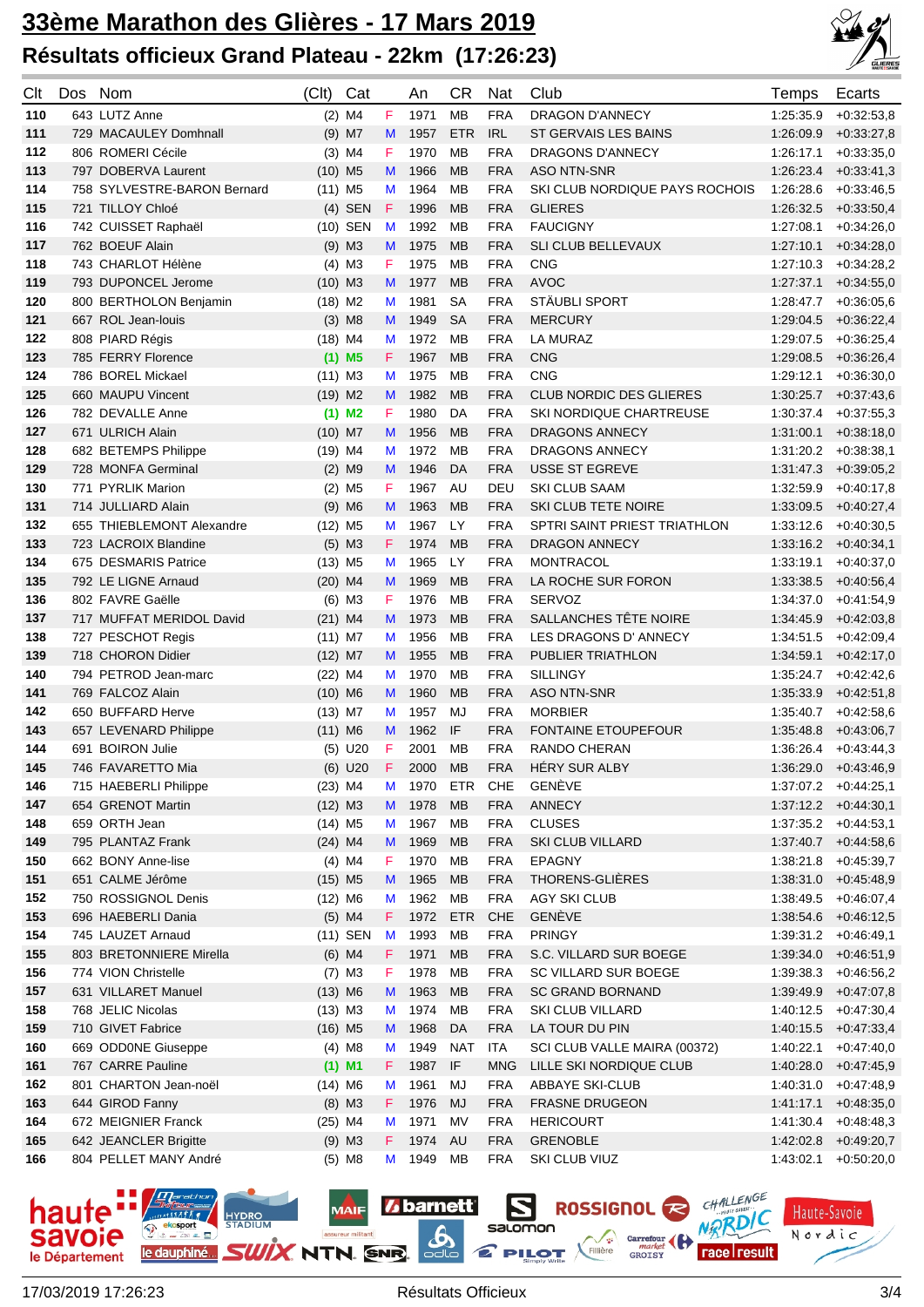# 33ème Marathon des Glières - 17 Mars 2019

## Résultats officieux Grand Plateau - 22km (17:26:23)

| Clt | Dos | Nom | (Clt) | Cat | | An | CR | Nat | Club | Temps | Ecarts |
|---|---|---|---|---|---|---|---|---|---|---|---|
| 110 | 643 | LUTZ Anne | (2) | M4 | F | 1971 | MB | FRA | DRAGON D'ANNECY | 1:25:35.9 | +0:32:53,8 |
| 111 | 729 | MACAULEY Domhnall | (9) | M7 | M | 1957 | ETR | IRL | ST GERVAIS LES BAINS | 1:26:09.9 | +0:33:27,8 |
| 112 | 806 | ROMERI Cécile | (3) | M4 | F | 1970 | MB | FRA | DRAGONS D'ANNECY | 1:26:17.1 | +0:33:35,0 |
| 113 | 797 | DOBERVA Laurent | (10) | M5 | M | 1966 | MB | FRA | ASO NTN-SNR | 1:26:23.4 | +0:33:41,3 |
| 114 | 758 | SYLVESTRE-BARON Bernard | (11) | M5 | M | 1964 | MB | FRA | SKI CLUB NORDIQUE PAYS ROCHOIS | 1:26:28.6 | +0:33:46,5 |
| 115 | 721 | TILLOY Chloé | (4) | SEN | F | 1996 | MB | FRA | GLIERES | 1:26:32.5 | +0:33:50,4 |
| 116 | 742 | CUISSET Raphaël | (10) | SEN | M | 1992 | MB | FRA | FAUCIGNY | 1:27:08.1 | +0:34:26,0 |
| 117 | 762 | BOEUF Alain | (9) | M3 | M | 1975 | MB | FRA | SLI CLUB BELLEVAUX | 1:27:10.1 | +0:34:28,0 |
| 118 | 743 | CHARLOT Hélène | (4) | M3 | F | 1975 | MB | FRA | CNG | 1:27:10.3 | +0:34:28,2 |
| 119 | 793 | DUPONCEL Jerome | (10) | M3 | M | 1977 | MB | FRA | AVOC | 1:27:37.1 | +0:34:55,0 |
| 120 | 800 | BERTHOLON Benjamin | (18) | M2 | M | 1981 | SA | FRA | STÄUBLI SPORT | 1:28:47.7 | +0:36:05,6 |
| 121 | 667 | ROL Jean-louis | (3) | M8 | M | 1949 | SA | FRA | MERCURY | 1:29:04.5 | +0:36:22,4 |
| 122 | 808 | PIARD Régis | (18) | M4 | M | 1972 | MB | FRA | LA MURAZ | 1:29:07.5 | +0:36:25,4 |
| 123 | 785 | FERRY Florence | **(1)** | **M5** | F | 1967 | MB | FRA | CNG | 1:29:08.5 | +0:36:26,4 |
| 124 | 786 | BOREL Mickael | (11) | M3 | M | 1975 | MB | FRA | CNG | 1:29:12.1 | +0:36:30,0 |
| 125 | 660 | MAUPU Vincent | (19) | M2 | M | 1982 | MB | FRA | CLUB NORDIC DES GLIERES | 1:30:25.7 | +0:37:43,6 |
| 126 | 782 | DEVALLE Anne | **(1)** | **M2** | F | 1980 | DA | FRA | SKI NORDIQUE CHARTREUSE | 1:30:37.4 | +0:37:55,3 |
| 127 | 671 | ULRICH Alain | (10) | M7 | M | 1956 | MB | FRA | DRAGONS ANNECY | 1:31:00.1 | +0:38:18,0 |
| 128 | 682 | BETEMPS Philippe | (19) | M4 | M | 1972 | MB | FRA | DRAGONS ANNECY | 1:31:20.2 | +0:38:38,1 |
| 129 | 728 | MONFA Germinal | (2) | M9 | M | 1946 | DA | FRA | USSE ST EGREVE | 1:31:47.3 | +0:39:05,2 |
| 130 | 771 | PYRLIK Marion | (2) | M5 | F | 1967 | AU | DEU | SKI CLUB SAAM | 1:32:59.9 | +0:40:17,8 |
| 131 | 714 | JULLIARD Alain | (9) | M6 | M | 1963 | MB | FRA | SKI CLUB TETE NOIRE | 1:33:09.5 | +0:40:27,4 |
| 132 | 655 | THIEBLEMONT Alexandre | (12) | M5 | M | 1967 | LY | FRA | SPTRI SAINT PRIEST TRIATHLON | 1:33:12.6 | +0:40:30,5 |
| 133 | 723 | LACROIX Blandine | (5) | M3 | F | 1974 | MB | FRA | DRAGON ANNECY | 1:33:16.2 | +0:40:34,1 |
| 134 | 675 | DESMARIS Patrice | (13) | M5 | M | 1965 | LY | FRA | MONTRACOL | 1:33:19.1 | +0:40:37,0 |
| 135 | 792 | LE LIGNE Arnaud | (20) | M4 | M | 1969 | MB | FRA | LA ROCHE SUR FORON | 1:33:38.5 | +0:40:56,4 |
| 136 | 802 | FAVRE Gaëlle | (6) | M3 | F | 1976 | MB | FRA | SERVOZ | 1:34:37.0 | +0:41:54,9 |
| 137 | 717 | MUFFAT MERIDOL David | (21) | M4 | M | 1973 | MB | FRA | SALLANCHES TÊTE NOIRE | 1:34:45.9 | +0:42:03,8 |
| 138 | 727 | PESCHOT Regis | (11) | M7 | M | 1956 | MB | FRA | LES DRAGONS D' ANNECY | 1:34:51.5 | +0:42:09,4 |
| 139 | 718 | CHORON Didier | (12) | M7 | M | 1955 | MB | FRA | PUBLIER TRIATHLON | 1:34:59.1 | +0:42:17,0 |
| 140 | 794 | PETROD Jean-marc | (22) | M4 | M | 1970 | MB | FRA | SILLINGY | 1:35:24.7 | +0:42:42,6 |
| 141 | 769 | FALCOZ Alain | (10) | M6 | M | 1960 | MB | FRA | ASO NTN-SNR | 1:35:33.9 | +0:42:51,8 |
| 142 | 650 | BUFFARD Herve | (13) | M7 | M | 1957 | MJ | FRA | MORBIER | 1:35:40.7 | +0:42:58,6 |
| 143 | 657 | LEVENARD Philippe | (11) | M6 | M | 1962 | IF | FRA | FONTAINE ETOUPEFOUR | 1:35:48.8 | +0:43:06,7 |
| 144 | 691 | BOIRON Julie | (5) | U20 | F | 2001 | MB | FRA | RANDO CHERAN | 1:36:26.4 | +0:43:44,3 |
| 145 | 746 | FAVARETTO Mia | (6) | U20 | F | 2000 | MB | FRA | HÉRY SUR ALBY | 1:36:29.0 | +0:43:46,9 |
| 146 | 715 | HAEBERLI Philippe | (23) | M4 | M | 1970 | ETR | CHE | GENÈVE | 1:37:07.2 | +0:44:25,1 |
| 147 | 654 | GRENOT Martin | (12) | M3 | M | 1978 | MB | FRA | ANNECY | 1:37:12.2 | +0:44:30,1 |
| 148 | 659 | ORTH Jean | (14) | M5 | M | 1967 | MB | FRA | CLUSES | 1:37:35.2 | +0:44:53,1 |
| 149 | 795 | PLANTAZ Frank | (24) | M4 | M | 1969 | MB | FRA | SKI CLUB VILLARD | 1:37:40.7 | +0:44:58,6 |
| 150 | 662 | BONY Anne-lise | (4) | M4 | F | 1970 | MB | FRA | EPAGNY | 1:38:21.8 | +0:45:39,7 |
| 151 | 651 | CALME Jérôme | (15) | M5 | M | 1965 | MB | FRA | THORENS-GLIÈRES | 1:38:31.0 | +0:45:48,9 |
| 152 | 750 | ROSSIGNOL Denis | (12) | M6 | M | 1962 | MB | FRA | AGY SKI CLUB | 1:38:49.5 | +0:46:07,4 |
| 153 | 696 | HAEBERLI Dania | (5) | M4 | F | 1972 | ETR | CHE | GENÈVE | 1:38:54.6 | +0:46:12,5 |
| 154 | 745 | LAUZET Arnaud | (11) | SEN | M | 1993 | MB | FRA | PRINGY | 1:39:31.2 | +0:46:49,1 |
| 155 | 803 | BRETONNIERE Mirella | (6) | M4 | F | 1971 | MB | FRA | S.C. VILLARD SUR BOEGE | 1:39:34.0 | +0:46:51,9 |
| 156 | 774 | VION Christelle | (7) | M3 | F | 1978 | MB | FRA | SC VILLARD SUR BOEGE | 1:39:38.3 | +0:46:56,2 |
| 157 | 631 | VILLARET Manuel | (13) | M6 | M | 1963 | MB | FRA | SC GRAND BORNAND | 1:39:49.9 | +0:47:07,8 |
| 158 | 768 | JELIC Nicolas | (13) | M3 | M | 1974 | MB | FRA | SKI CLUB VILLARD | 1:40:12.5 | +0:47:30,4 |
| 159 | 710 | GIVET Fabrice | (16) | M5 | M | 1968 | DA | FRA | LA TOUR DU PIN | 1:40:15.5 | +0:47:33,4 |
| 160 | 669 | ODDONE Giuseppe | (4) | M8 | M | 1949 | NAT | ITA | SCI CLUB VALLE MAIRA (00372) | 1:40:22.1 | +0:47:40,0 |
| 161 | 767 | CARRE Pauline | **(1)** | **M1** | F | 1987 | IF | MNG | LILLE SKI NORDIQUE CLUB | 1:40:28.0 | +0:47:45,9 |
| 162 | 801 | CHARTON Jean-noël | (14) | M6 | M | 1961 | MJ | FRA | ABBAYE SKI-CLUB | 1:40:31.0 | +0:47:48,9 |
| 163 | 644 | GIROD Fanny | (8) | M3 | F | 1976 | MJ | FRA | FRASNE DRUGEON | 1:41:17.1 | +0:48:35,0 |
| 164 | 672 | MEIGNIER Franck | (25) | M4 | M | 1971 | MV | FRA | HERICOURT | 1:41:30.4 | +0:48:48,3 |
| 165 | 642 | JEANCLER Brigitte | (9) | M3 | F | 1974 | AU | FRA | GRENOBLE | 1:42:02.8 | +0:49:20,7 |
| 166 | 804 | PELLET MANY André | (5) | M8 | M | 1949 | MB | FRA | SKI CLUB VIUZ | 1:43:02.1 | +0:50:20,0 |

17/03/2019 17:26:23 Résultats Officieux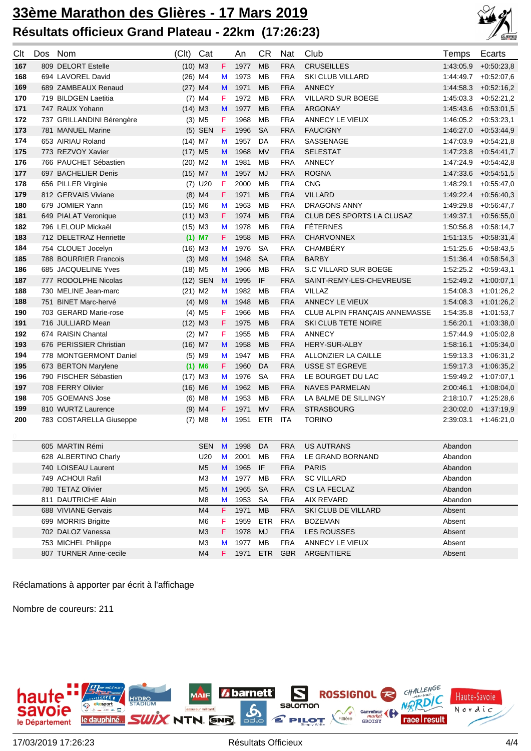# 33ème Marathon des Glières - 17 Mars 2019

## Résultats officieux Grand Plateau - 22km (17:26:23)

| Clt | Dos | Nom | (Clt) | Cat | | An | CR | Nat | Club | Temps | Ecarts |
|---|---|---|---|---|---|---|---|---|---|---|---|
| 167 | 809 | DELORT Estelle | (10) | M3 | F | 1977 | MB | FRA | CRUSEILLES | 1:43:05.9 | +0:50:23,8 |
| 168 | 694 | LAVOREL David | (26) | M4 | M | 1973 | MB | FRA | SKI CLUB VILLARD | 1:44:49.7 | +0:52:07,6 |
| 169 | 689 | ZAMBEAUX Renaud | (27) | M4 | M | 1971 | MB | FRA | ANNECY | 1:44:58.3 | +0:52:16,2 |
| 170 | 719 | BILDGEN Laetitia | (7) | M4 | F | 1972 | MB | FRA | VILLARD SUR BOEGE | 1:45:03.3 | +0:52:21,2 |
| 171 | 747 | RAUX Yohann | (14) | M3 | M | 1977 | MB | FRA | ARGONAY | 1:45:43.6 | +0:53:01,5 |
| 172 | 737 | GRILLANDINI Bérengère | (3) | M5 | F | 1968 | MB | FRA | ANNECY LE VIEUX | 1:46:05.2 | +0:53:23,1 |
| 173 | 781 | MANUEL Marine | (5) | SEN | F | 1996 | SA | FRA | FAUCIGNY | 1:46:27.0 | +0:53:44,9 |
| 174 | 653 | AIRIAU Roland | (14) | M7 | M | 1957 | DA | FRA | SASSENAGE | 1:47:03.9 | +0:54:21,8 |
| 175 | 773 | REZVOY Xavier | (17) | M5 | M | 1968 | MV | FRA | SELESTAT | 1:47:23.8 | +0:54:41,7 |
| 176 | 766 | PAUCHET Sébastien | (20) | M2 | M | 1981 | MB | FRA | ANNECY | 1:47:24.9 | +0:54:42,8 |
| 177 | 697 | BACHELIER Denis | (15) | M7 | M | 1957 | MJ | FRA | ROGNA | 1:47:33.6 | +0:54:51,5 |
| 178 | 656 | PILLER Virginie | (7) | U20 | F | 2000 | MB | FRA | CNG | 1:48:29.1 | +0:55:47,0 |
| 179 | 812 | GERVAIS Viviane | (8) | M4 | F | 1971 | MB | FRA | VILLARD | 1:49:22.4 | +0:56:40,3 |
| 180 | 679 | JOMIER Yann | (15) | M6 | M | 1963 | MB | FRA | DRAGONS ANNY | 1:49:29.8 | +0:56:47,7 |
| 181 | 649 | PIALAT Veronique | (11) | M3 | F | 1974 | MB | FRA | CLUB DES SPORTS LA CLUSAZ | 1:49:37.1 | +0:56:55,0 |
| 182 | 796 | LELOUP Mickaël | (15) | M3 | M | 1978 | MB | FRA | FÉTERNES | 1:50:56.8 | +0:58:14,7 |
| 183 | 712 | DELETRAZ Henriette | **(1)** | **M7** | F | 1958 | MB | FRA | CHARVONNEX | 1:51:13.5 | +0:58:31,4 |
| 184 | 754 | CLOUET Jocelyn | (16) | M3 | M | 1976 | SA | FRA | CHAMBÉRY | 1:51:25.6 | +0:58:43,5 |
| 185 | 788 | BOURRIER Francois | (3) | M9 | M | 1948 | SA | FRA | BARBY | 1:51:36.4 | +0:58:54,3 |
| 186 | 685 | JACQUELINE Yves | (18) | M5 | M | 1966 | MB | FRA | S.C VILLARD SUR BOEGE | 1:52:25.2 | +0:59:43,1 |
| 187 | 777 | RODOLPHE Nicolas | (12) | SEN | M | 1995 | IF | FRA | SAINT-REMY-LES-CHEVREUSE | 1:52:49.2 | +1:00:07,1 |
| 188 | 730 | MELINE Jean-marc | (21) | M2 | M | 1982 | MB | FRA | VILLAZ | 1:54:08.3 | +1:01:26,2 |
| 188 | 751 | BINET Marc-hervé | (4) | M9 | M | 1948 | MB | FRA | ANNECY LE VIEUX | 1:54:08.3 | +1:01:26,2 |
| 190 | 703 | GERARD Marie-rose | (4) | M5 | F | 1966 | MB | FRA | CLUB ALPIN FRANÇAIS ANNEMASSE | 1:54:35.8 | +1:01:53,7 |
| 191 | 716 | JULLIARD Mean | (12) | M3 | F | 1975 | MB | FRA | SKI CLUB TETE NOIRE | 1:56:20.1 | +1:03:38,0 |
| 192 | 674 | RAISIN Chantal | (2) | M7 | F | 1955 | MB | FRA | ANNECY | 1:57:44.9 | +1:05:02,8 |
| 193 | 676 | PERISSIER Christian | (16) | M7 | M | 1958 | MB | FRA | HERY-SUR-ALBY | 1:58:16.1 | +1:05:34,0 |
| 194 | 778 | MONTGERMONT Daniel | (5) | M9 | M | 1947 | MB | FRA | ALLONZIER LA CAILLE | 1:59:13.3 | +1:06:31,2 |
| 195 | 673 | BERTON Marylene | **(1)** | **M6** | F | 1960 | DA | FRA | USSE ST EGREVE | 1:59:17.3 | +1:06:35,2 |
| 196 | 790 | FISCHER Sébastien | (17) | M3 | M | 1976 | SA | FRA | LE BOURGET DU LAC | 1:59:49.2 | +1:07:07,1 |
| 197 | 708 | FERRY Olivier | (16) | M6 | M | 1962 | MB | FRA | NAVES PARMELAN | 2:00:46.1 | +1:08:04,0 |
| 198 | 705 | GOEMANS Jose | (6) | M8 | M | 1953 | MB | FRA | LA BALME DE SILLINGY | 2:18:10.7 | +1:25:28,6 |
| 199 | 810 | WURTZ Laurence | (9) | M4 | F | 1971 | MV | FRA | STRASBOURG | 2:30:02.0 | +1:37:19,9 |
| 200 | 783 | COSTARELLA Giuseppe | (7) | M8 | M | 1951 | ETR | ITA | TORINO | 2:39:03.1 | +1:46:21,0 |

| | Dos | Nom | Cat | | An | CR | Nat | Club | Temps |
|---|---|---|---|---|---|---|---|---|---|
| | 605 | MARTIN Rémi | SEN | M | 1998 | DA | FRA | US AUTRANS | Abandon |
| | 628 | ALBERTINO Charly | U20 | M | 2001 | MB | FRA | LE GRAND BORNAND | Abandon |
| | 740 | LOISEAU Laurent | M5 | M | 1965 | IF | FRA | PARIS | Abandon |
| | 749 | ACHOUI Rafil | M3 | M | 1977 | MB | FRA | SC VILLARD | Abandon |
| | 780 | TETAZ Olivier | M5 | M | 1965 | SA | FRA | CS LA FECLAZ | Abandon |
| | 811 | DAUTRICHE Alain | M8 | M | 1953 | SA | FRA | AIX REVARD | Abandon |
| | 688 | VIVIANE Gervais | M4 | F | 1971 | MB | FRA | SKI CLUB DE VILLARD | Absent |
| | 699 | MORRIS Brigitte | M6 | F | 1959 | ETR | FRA | BOZEMAN | Absent |
| | 702 | DALOZ Vanessa | M3 | F | 1978 | MJ | FRA | LES ROUSSES | Absent |
| | 753 | MICHEL Philippe | M3 | M | 1977 | MB | FRA | ANNECY LE VIEUX | Absent |
| | 807 | TURNER Anne-cecile | M4 | F | 1971 | ETR | GBR | ARGENTIERE | Absent |

Réclamations à apporter par écrit à l'affichage

Nombre de coureurs: 211

17/03/2019 17:26:23 Résultats Officieux